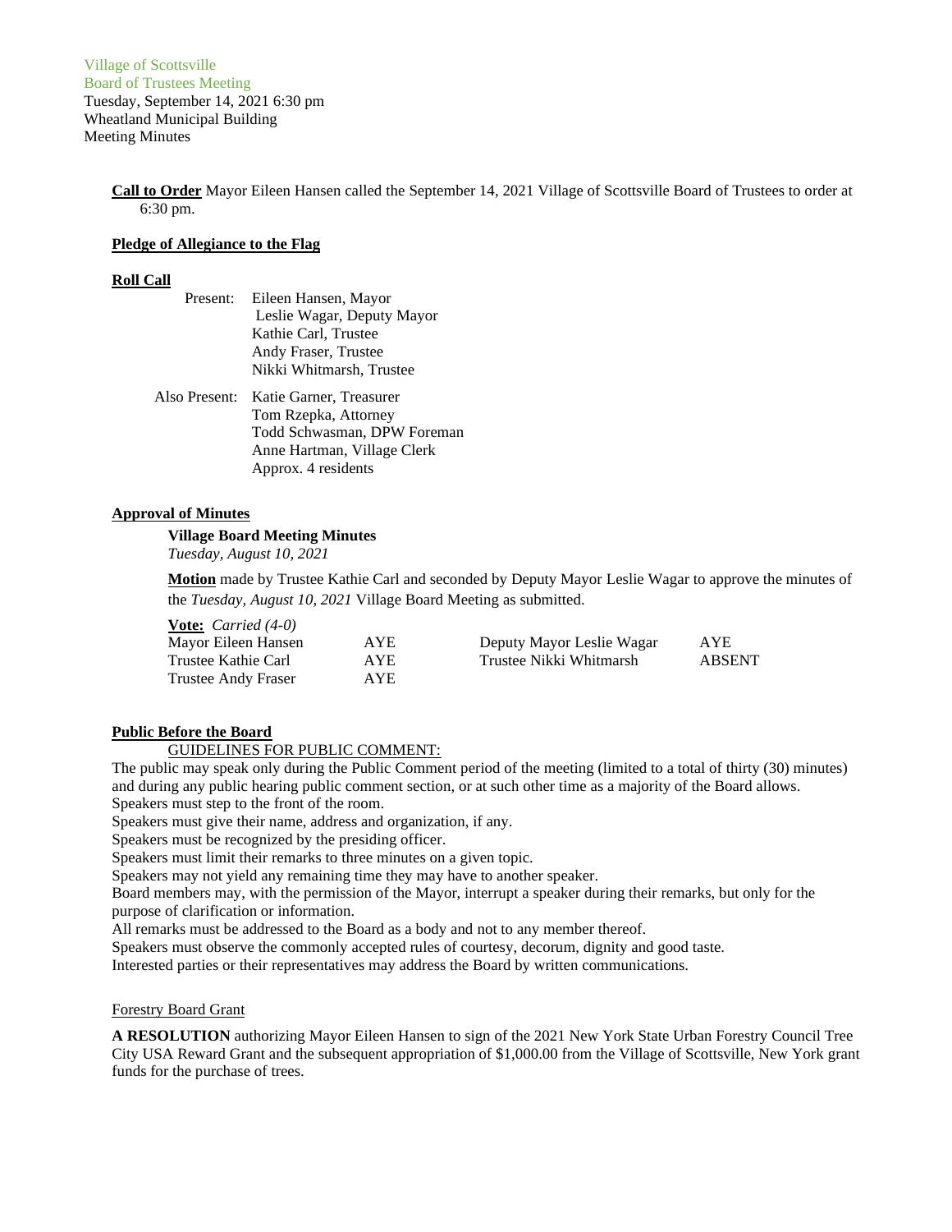Village of Scottsville
Board of Trustees Meeting
Tuesday, September 14, 2021 6:30 pm
Wheatland Municipal Building
Meeting Minutes

**Call to Order** Mayor Eileen Hansen called the September 14, 2021 Village of Scottsville Board of Trustees to order at 6:30 pm.

**Pledge of Allegiance to the Flag**

**Roll Call**

Present: Eileen Hansen, Mayor
Leslie Wagar, Deputy Mayor
Kathie Carl, Trustee
Andy Fraser, Trustee
Nikki Whitmarsh, Trustee

Also Present: Katie Garner, Treasurer
Tom Rzepka, Attorney
Todd Schwasman, DPW Foreman
Anne Hartman, Village Clerk
Approx. 4 residents

**Approval of Minutes**

**Village Board Meeting Minutes**
*Tuesday, August 10, 2021*

**Motion** made by Trustee Kathie Carl and seconded by Deputy Mayor Leslie Wagar to approve the minutes of the *Tuesday, August 10, 2021* Village Board Meeting as submitted.

**Vote:** *Carried (4-0)*

| | | | |
|---|---|---|---|
| Mayor Eileen Hansen | AYE | Deputy Mayor Leslie Wagar | AYE |
| Trustee Kathie Carl | AYE | Trustee Nikki Whitmarsh | ABSENT |
| Trustee Andy Fraser | AYE | | |

**Public Before the Board**

GUIDELINES FOR PUBLIC COMMENT:

The public may speak only during the Public Comment period of the meeting (limited to a total of thirty (30) minutes) and during any public hearing public comment section, or at such other time as a majority of the Board allows.
Speakers must step to the front of the room.
Speakers must give their name, address and organization, if any.
Speakers must be recognized by the presiding officer.
Speakers must limit their remarks to three minutes on a given topic.
Speakers may not yield any remaining time they may have to another speaker.
Board members may, with the permission of the Mayor, interrupt a speaker during their remarks, but only for the purpose of clarification or information.
All remarks must be addressed to the Board as a body and not to any member thereof.
Speakers must observe the commonly accepted rules of courtesy, decorum, dignity and good taste.
Interested parties or their representatives may address the Board by written communications.

Forestry Board Grant

**A RESOLUTION** authorizing Mayor Eileen Hansen to sign of the 2021 New York State Urban Forestry Council Tree City USA Reward Grant and the subsequent appropriation of $1,000.00 from the Village of Scottsville, New York grant funds for the purchase of trees.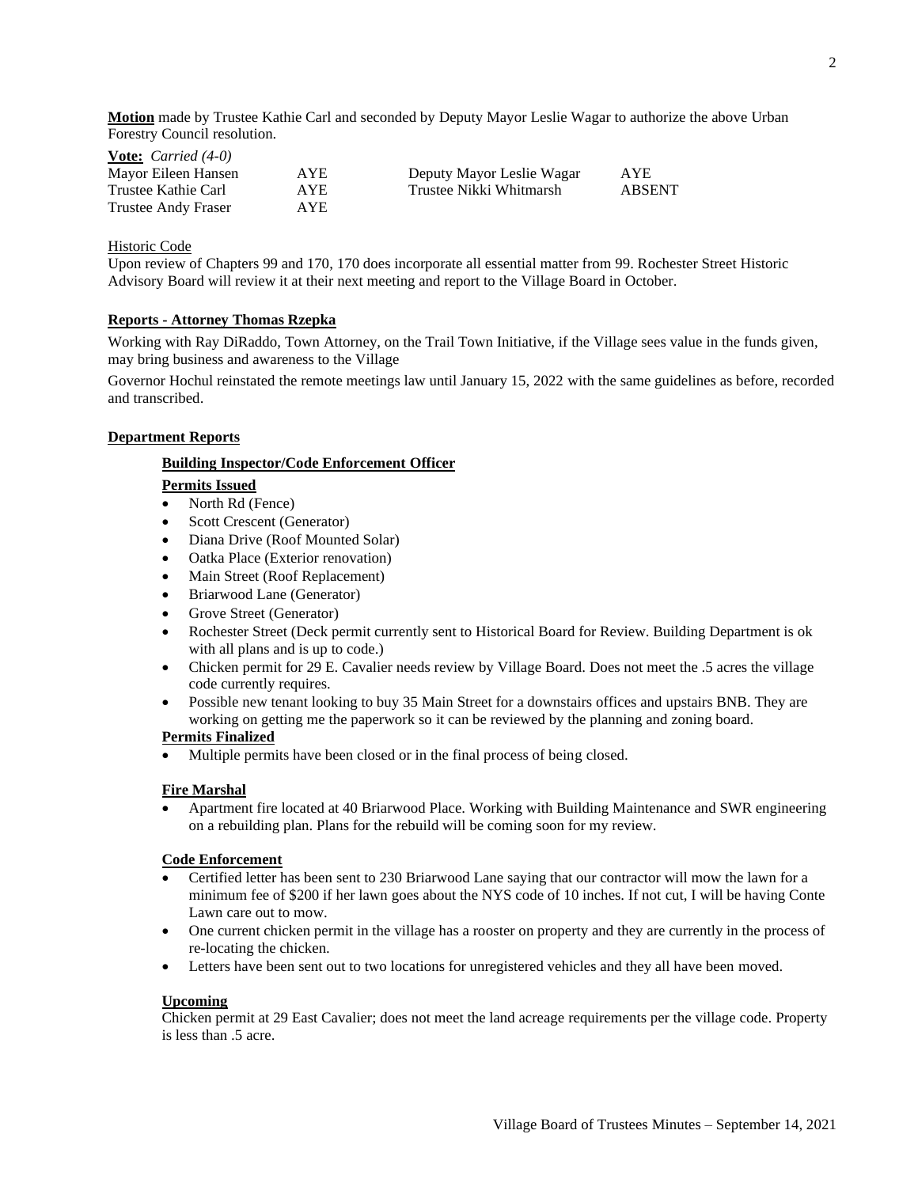**Motion** made by Trustee Kathie Carl and seconded by Deputy Mayor Leslie Wagar to authorize the above Urban Forestry Council resolution.

**Vote:** *Carried (4-0)*

| | | | |
|---|---|---|---|
| Mayor Eileen Hansen | AYE | Deputy Mayor Leslie Wagar | AYE |
| Trustee Kathie Carl | AYE | Trustee Nikki Whitmarsh | ABSENT |
| Trustee Andy Fraser | AYE | | |

Historic Code

Upon review of Chapters 99 and 170, 170 does incorporate all essential matter from 99. Rochester Street Historic Advisory Board will review it at their next meeting and report to the Village Board in October.

**Reports - Attorney Thomas Rzepka**

Working with Ray DiRaddo, Town Attorney, on the Trail Town Initiative, if the Village sees value in the funds given, may bring business and awareness to the Village

Governor Hochul reinstated the remote meetings law until January 15, 2022 with the same guidelines as before, recorded and transcribed.

**Department Reports**

**Building Inspector/Code Enforcement Officer**

**Permits Issued**

- North Rd (Fence)
- Scott Crescent (Generator)
- Diana Drive (Roof Mounted Solar)
- Oatka Place (Exterior renovation)
- Main Street (Roof Replacement)
- Briarwood Lane (Generator)
- Grove Street (Generator)
- Rochester Street (Deck permit currently sent to Historical Board for Review. Building Department is ok with all plans and is up to code.)
- Chicken permit for 29 E. Cavalier needs review by Village Board. Does not meet the .5 acres the village code currently requires.
- Possible new tenant looking to buy 35 Main Street for a downstairs offices and upstairs BNB. They are working on getting me the paperwork so it can be reviewed by the planning and zoning board.

**Permits Finalized**

- Multiple permits have been closed or in the final process of being closed.

**Fire Marshal**

- Apartment fire located at 40 Briarwood Place. Working with Building Maintenance and SWR engineering on a rebuilding plan. Plans for the rebuild will be coming soon for my review.

**Code Enforcement**

- Certified letter has been sent to 230 Briarwood Lane saying that our contractor will mow the lawn for a minimum fee of $200 if her lawn goes about the NYS code of 10 inches. If not cut, I will be having Conte Lawn care out to mow.
- One current chicken permit in the village has a rooster on property and they are currently in the process of re-locating the chicken.
- Letters have been sent out to two locations for unregistered vehicles and they all have been moved.

**Upcoming**

Chicken permit at 29 East Cavalier; does not meet the land acreage requirements per the village code. Property is less than .5 acre.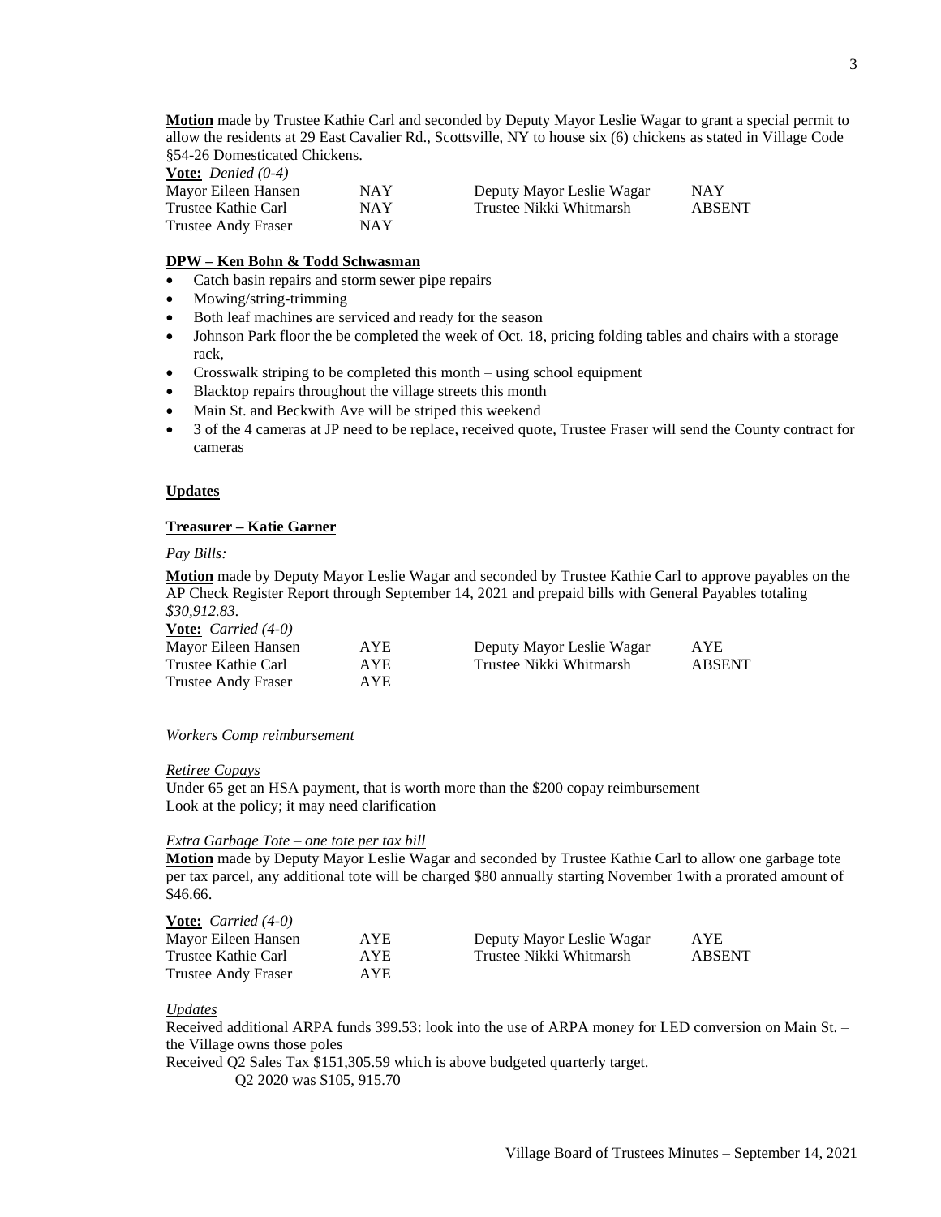**Motion** made by Trustee Kathie Carl and seconded by Deputy Mayor Leslie Wagar to grant a special permit to allow the residents at 29 East Cavalier Rd., Scottsville, NY to house six (6) chickens as stated in Village Code §54-26 Domesticated Chickens.

**Vote:** *Denied (0-4)*

| | | | |
|---|---|---|---|
| Mayor Eileen Hansen | NAY | Deputy Mayor Leslie Wagar | NAY |
| Trustee Kathie Carl | NAY | Trustee Nikki Whitmarsh | ABSENT |
| Trustee Andy Fraser | NAY | | |

**DPW – Ken Bohn & Todd Schwasman**

- Catch basin repairs and storm sewer pipe repairs
- Mowing/string-trimming
- Both leaf machines are serviced and ready for the season
- Johnson Park floor the be completed the week of Oct. 18, pricing folding tables and chairs with a storage rack,
- Crosswalk striping to be completed this month – using school equipment
- Blacktop repairs throughout the village streets this month
- Main St. and Beckwith Ave will be striped this weekend
- 3 of the 4 cameras at JP need to be replace, received quote, Trustee Fraser will send the County contract for cameras

**Updates**

**Treasurer – Katie Garner**

*Pay Bills:*

**Motion** made by Deputy Mayor Leslie Wagar and seconded by Trustee Kathie Carl to approve payables on the AP Check Register Report through September 14, 2021 and prepaid bills with General Payables totaling *$30,912.83*.

**Vote:** *Carried (4-0)*

| | | | |
|---|---|---|---|
| Mayor Eileen Hansen | AYE | Deputy Mayor Leslie Wagar | AYE |
| Trustee Kathie Carl | AYE | Trustee Nikki Whitmarsh | ABSENT |
| Trustee Andy Fraser | AYE | | |

*Workers Comp reimbursement*

*Retiree Copays*

Under 65 get an HSA payment, that is worth more than the $200 copay reimbursement
Look at the policy; it may need clarification

*Extra Garbage Tote – one tote per tax bill*

**Motion** made by Deputy Mayor Leslie Wagar and seconded by Trustee Kathie Carl to allow one garbage tote per tax parcel, any additional tote will be charged $80 annually starting November 1with a prorated amount of $46.66.

**Vote:** *Carried (4-0)*

| | | | |
|---|---|---|---|
| Mayor Eileen Hansen | AYE | Deputy Mayor Leslie Wagar | AYE |
| Trustee Kathie Carl | AYE | Trustee Nikki Whitmarsh | ABSENT |
| Trustee Andy Fraser | AYE | | |

*Updates*

Received additional ARPA funds 399.53: look into the use of ARPA money for LED conversion on Main St. – the Village owns those poles

Received Q2 Sales Tax $151,305.59 which is above budgeted quarterly target.

Q2 2020 was $105, 915.70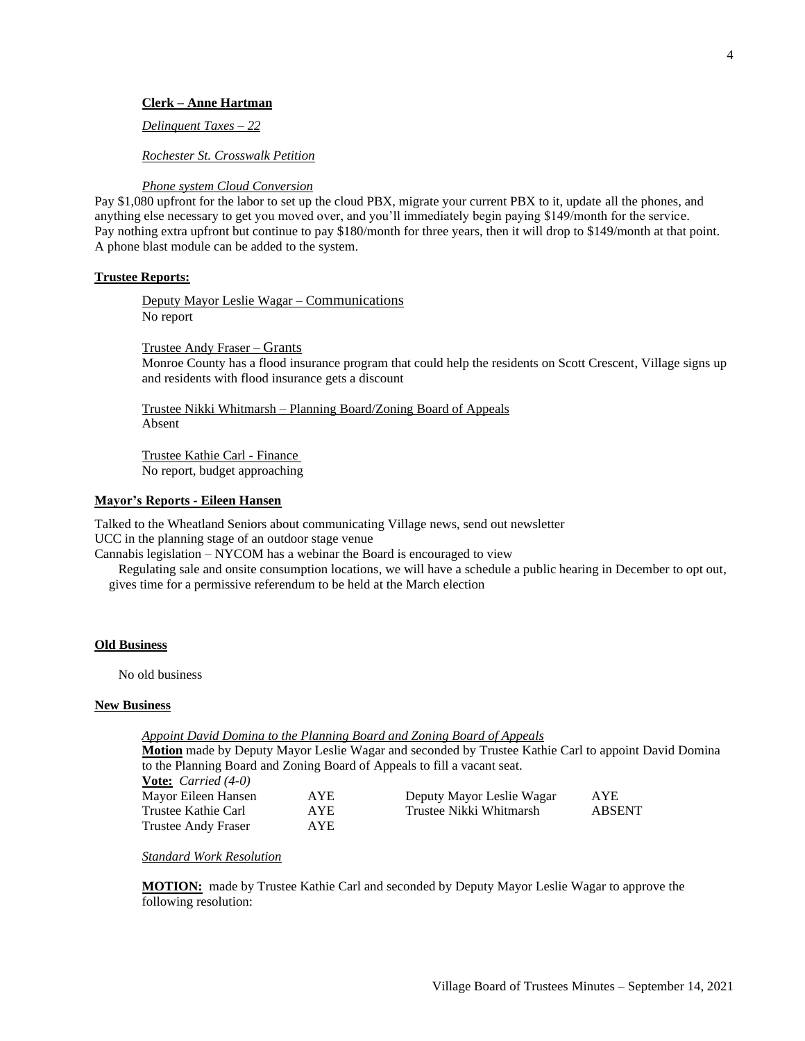**Clerk – Anne Hartman**

*Delinquent Taxes – 22*

*Rochester St. Crosswalk Petition*

*Phone system Cloud Conversion*

Pay $1,080 upfront for the labor to set up the cloud PBX, migrate your current PBX to it, update all the phones, and anything else necessary to get you moved over, and you'll immediately begin paying $149/month for the service.
Pay nothing extra upfront but continue to pay $180/month for three years, then it will drop to $149/month at that point.
A phone blast module can be added to the system.

**Trustee Reports:**

Deputy Mayor Leslie Wagar – Communications
No report

Trustee Andy Fraser – Grants
Monroe County has a flood insurance program that could help the residents on Scott Crescent, Village signs up and residents with flood insurance gets a discount

Trustee Nikki Whitmarsh – Planning Board/Zoning Board of Appeals
Absent

Trustee Kathie Carl - Finance
No report, budget approaching

**Mayor's Reports - Eileen Hansen**

Talked to the Wheatland Seniors about communicating Village news, send out newsletter
UCC in the planning stage of an outdoor stage venue
Cannabis legislation – NYCOM has a webinar the Board is encouraged to view
Regulating sale and onsite consumption locations, we will have a schedule a public hearing in December to opt out, gives time for a permissive referendum to be held at the March election

**Old Business**

No old business

**New Business**

*Appoint David Domina to the Planning Board and Zoning Board of Appeals*

**Motion** made by Deputy Mayor Leslie Wagar and seconded by Trustee Kathie Carl to appoint David Domina to the Planning Board and Zoning Board of Appeals to fill a vacant seat.

**Vote:** *Carried (4-0)*

| | | | |
|---|---|---|---|
| Mayor Eileen Hansen | AYE | Deputy Mayor Leslie Wagar | AYE |
| Trustee Kathie Carl | AYE | Trustee Nikki Whitmarsh | ABSENT |
| Trustee Andy Fraser | AYE | | |

*Standard Work Resolution*

**MOTION:** made by Trustee Kathie Carl and seconded by Deputy Mayor Leslie Wagar to approve the following resolution: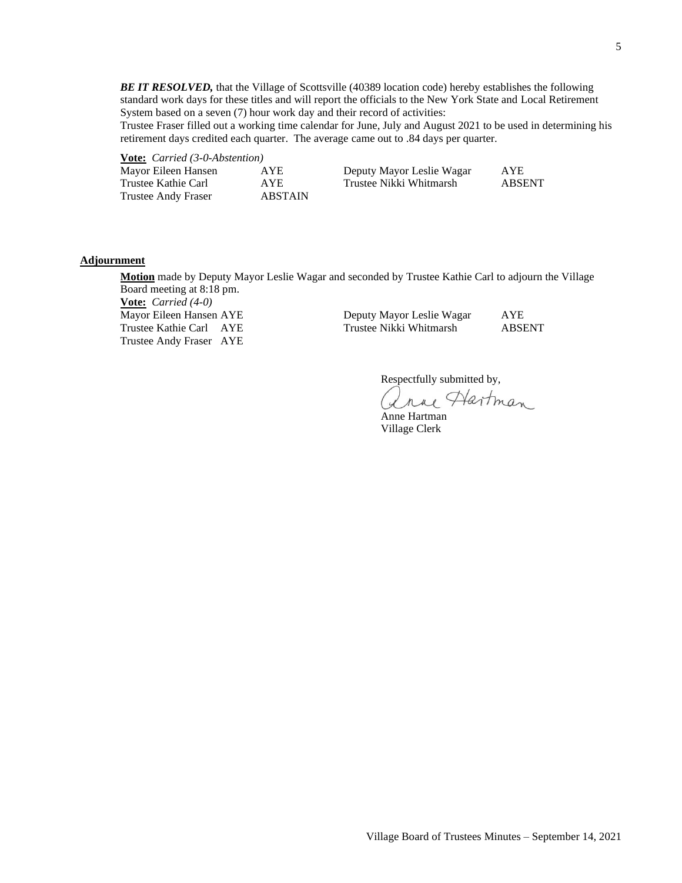***BE IT RESOLVED,*** that the Village of Scottsville (40389 location code) hereby establishes the following standard work days for these titles and will report the officials to the New York State and Local Retirement System based on a seven (7) hour work day and their record of activities:
Trustee Fraser filled out a working time calendar for June, July and August 2021 to be used in determining his retirement days credited each quarter. The average came out to .84 days per quarter.

**Vote:** *Carried (3-0-Abstention)*

| | | | |
|---|---|---|---|
| Mayor Eileen Hansen | AYE | Deputy Mayor Leslie Wagar | AYE |
| Trustee Kathie Carl | AYE | Trustee Nikki Whitmarsh | ABSENT |
| Trustee Andy Fraser | ABSTAIN | | |

**Adjournment**

**Motion** made by Deputy Mayor Leslie Wagar and seconded by Trustee Kathie Carl to adjourn the Village Board meeting at 8:18 pm.

**Vote:** *Carried (4-0)*

| | | | |
|---|---|---|---|
| Mayor Eileen Hansen | AYE | Deputy Mayor Leslie Wagar | AYE |
| Trustee Kathie Carl | AYE | Trustee Nikki Whitmarsh | ABSENT |
| Trustee Andy Fraser | AYE | | |

Respectfully submitted by,

Anne Hartman
Anne Hartman
Village Clerk